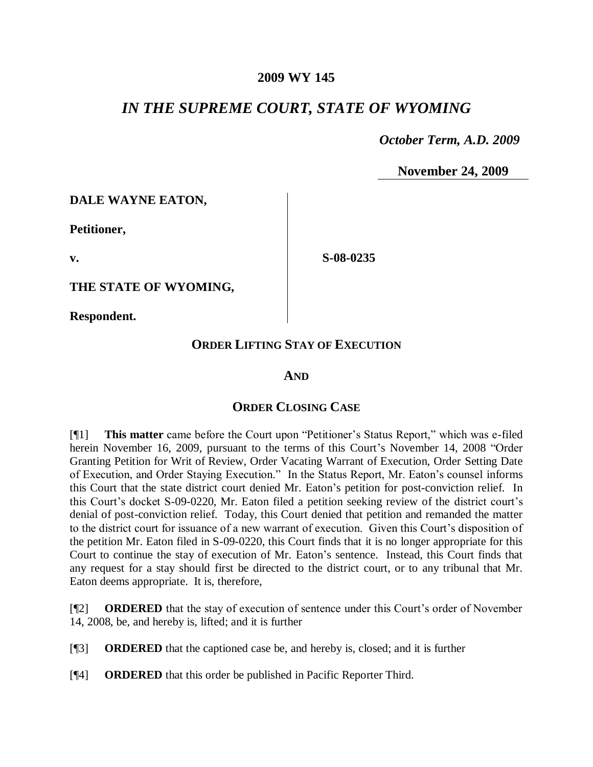**2009 WY 145**

## *IN THE SUPREME COURT, STATE OF WYOMING*

*October Term, A.D. 2009*

**November 24, 2009**

**DALE WAYNE EATON,**

**Petitioner,**

**v.**

**S-08-0235**

**THE STATE OF WYOMING,**

**Respondent.**

### ORDER LIFTING STAY OF EXECUTION

### AND

### ORDER CLOSING CASE

[¶1] **This matter** came before the Court upon "Petitioner's Status Report," which was e-filed herein November 16, 2009, pursuant to the terms of this Court's November 14, 2008 "Order Granting Petition for Writ of Review, Order Vacating Warrant of Execution, Order Setting Date of Execution, and Order Staying Execution." In the Status Report, Mr. Eaton's counsel informs this Court that the state district court denied Mr. Eaton's petition for post-conviction relief. In this Court's docket S-09-0220, Mr. Eaton filed a petition seeking review of the district court's denial of post-conviction relief. Today, this Court denied that petition and remanded the matter to the district court for issuance of a new warrant of execution. Given this Court's disposition of the petition Mr. Eaton filed in S-09-0220, this Court finds that it is no longer appropriate for this Court to continue the stay of execution of Mr. Eaton's sentence. Instead, this Court finds that any request for a stay should first be directed to the district court, or to any tribunal that Mr. Eaton deems appropriate. It is, therefore,

[¶2] **ORDERED** that the stay of execution of sentence under this Court's order of November 14, 2008, be, and hereby is, lifted; and it is further

[¶3] **ORDERED** that the captioned case be, and hereby is, closed; and it is further

[¶4] **ORDERED** that this order be published in Pacific Reporter Third.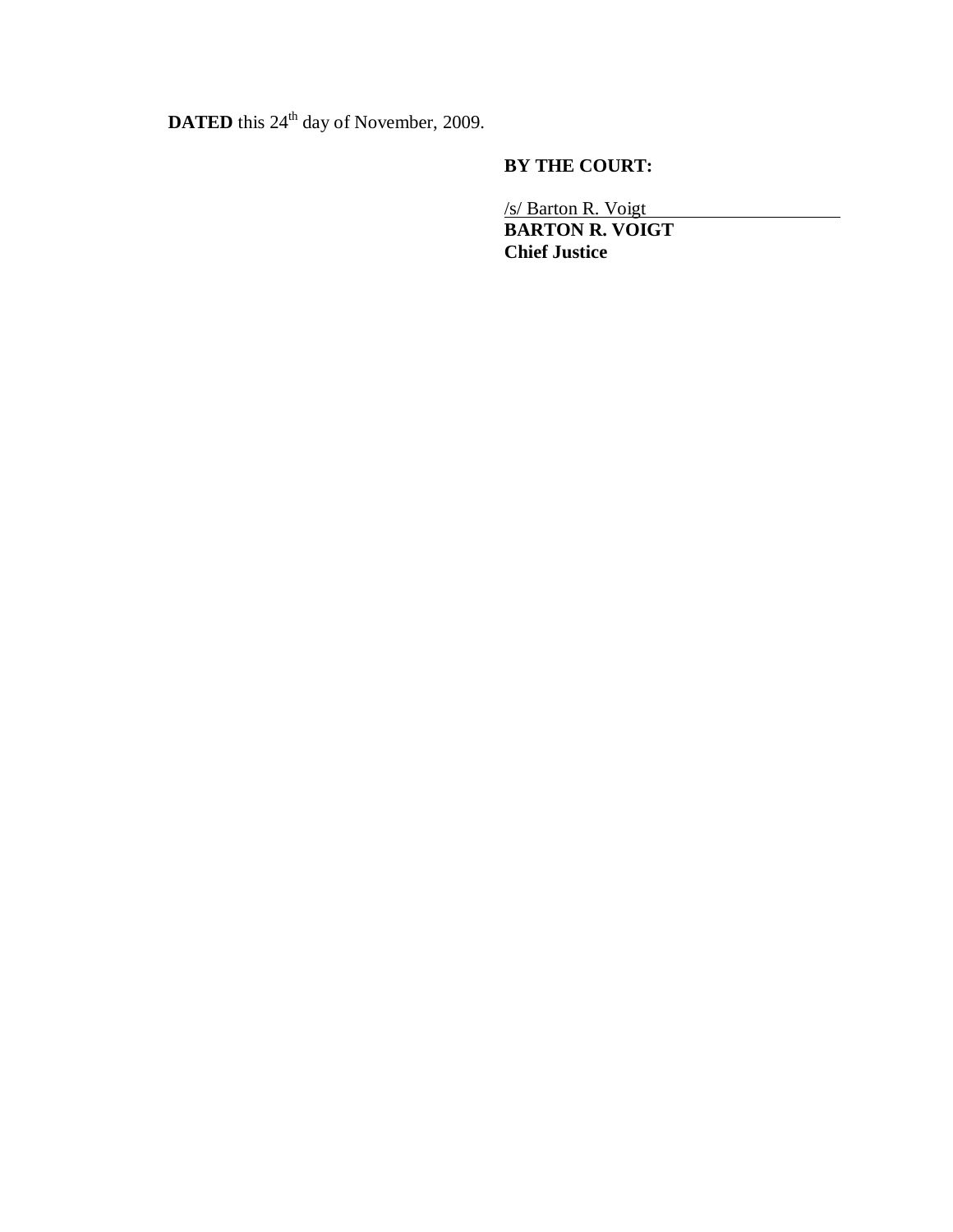**DATED** this 24th day of November, 2009.

**BY THE COURT:**

/s/ Barton R. Voigt
**BARTON R. VOIGT**
**Chief Justice**